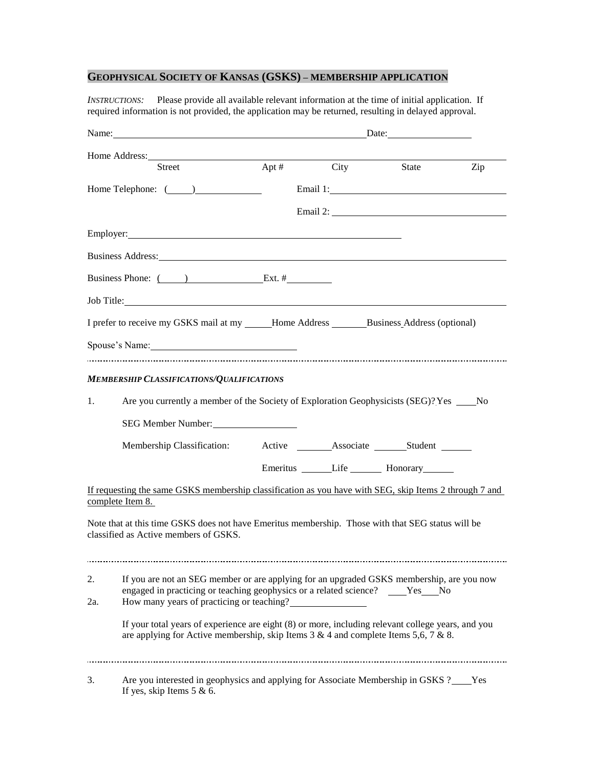## GEOPHYSICAL SOCIETY OF KANSAS (GSKS) – MEMBERSHIP APPLICATION

*INSTRUCTIONS:* Please provide all available relevant information at the time of initial application. If required information is not provided, the application may be returned, resulting in delayed approval.

Name: ______________________________ Date: ______________

Home Address: ______________________________________________
Street Apt # City State Zip

Home Telephone: (____) __________ Email 1: ______________________

Email 2: ______________________

Employer: ______________________________

Business Address: ______________________________

Business Phone: (____) __________ Ext. # ________

Job Title: ______________________________

I prefer to receive my GSKS mail at my _____Home Address _______Business Address (optional)

Spouse's Name: ______________________

---

### *MEMBERSHIP CLASSIFICATIONS/QUALIFICATIONS*

1. Are you currently a member of the Society of Exploration Geophysicists (SEG)? Yes ____No

   SEG Member Number: ______________

   Membership Classification: Active _______Associate ______Student ______

   Emeritus ______Life ______ Honorary______

If requesting the same GSKS membership classification as you have with SEG, skip Items 2 through 7 and complete Item 8.

Note that at this time GSKS does not have Emeritus membership. Those with that SEG status will be classified as Active members of GSKS.

---

2. If you are not an SEG member or are applying for an upgraded GSKS membership, are you now engaged in practicing or teaching geophysics or a related science? ____Yes___No

2a. How many years of practicing or teaching? ____________

   If your total years of experience are eight (8) or more, including relevant college years, and you are applying for Active membership, skip Items 3 & 4 and complete Items 5,6, 7 & 8.

---

3. Are you interested in geophysics and applying for Associate Membership in GSKS ?____Yes
   If yes, skip Items 5 & 6.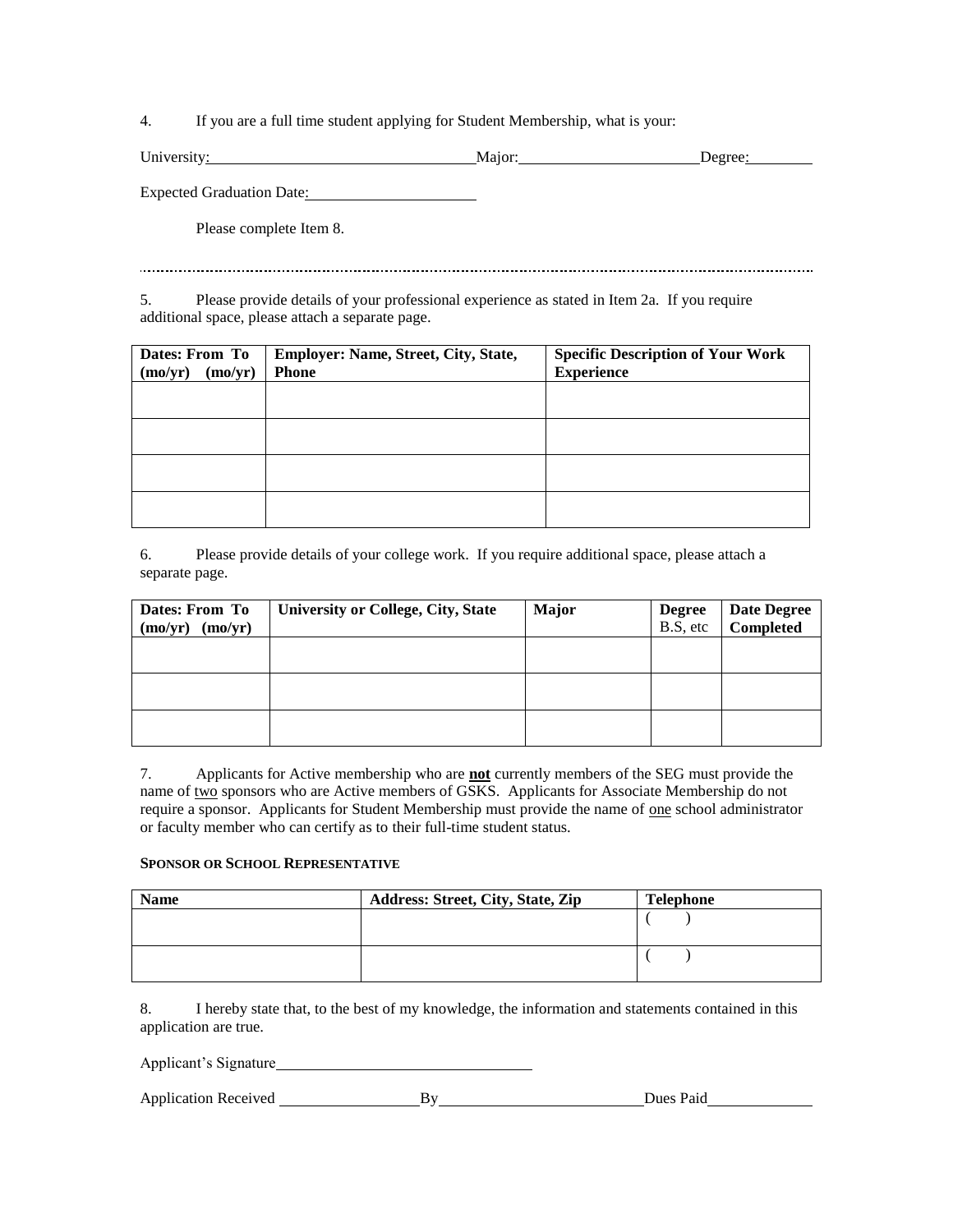4. If you are a full time student applying for Student Membership, what is your:

University: ________________________________ Major: ______________________ Degree: ________

Expected Graduation Date: ____________________

Please complete Item 8.

---

5. Please provide details of your professional experience as stated in Item 2a. If you require additional space, please attach a separate page.

| **Dates: From To (mo/yr) (mo/yr)** | **Employer: Name, Street, City, State, Phone** | **Specific Description of Your Work Experience** |
|---|---|---|
| | | |
| | | |
| | | |
| | | |

6. Please provide details of your college work. If you require additional space, please attach a separate page.

| **Dates: From To (mo/yr) (mo/yr)** | **University or College, City, State** | **Major** | **Degree** B.S, etc | **Date Degree Completed** |
|---|---|---|---|---|
| | | | | |
| | | | | |
| | | | | |

7. Applicants for Active membership who are **not** currently members of the SEG must provide the name of two sponsors who are Active members of GSKS. Applicants for Associate Membership do not require a sponsor. Applicants for Student Membership must provide the name of one school administrator or faculty member who can certify as to their full-time student status.

**SPONSOR OR SCHOOL REPRESENTATIVE**

| **Name** | **Address: Street, City, State, Zip** | **Telephone** |
|---|---|---|
| | | (     ) |
| | | (     ) |

8. I hereby state that, to the best of my knowledge, the information and statements contained in this application are true.

Applicant's Signature ______________________________

Application Received ________________ By ________________________ Dues Paid ____________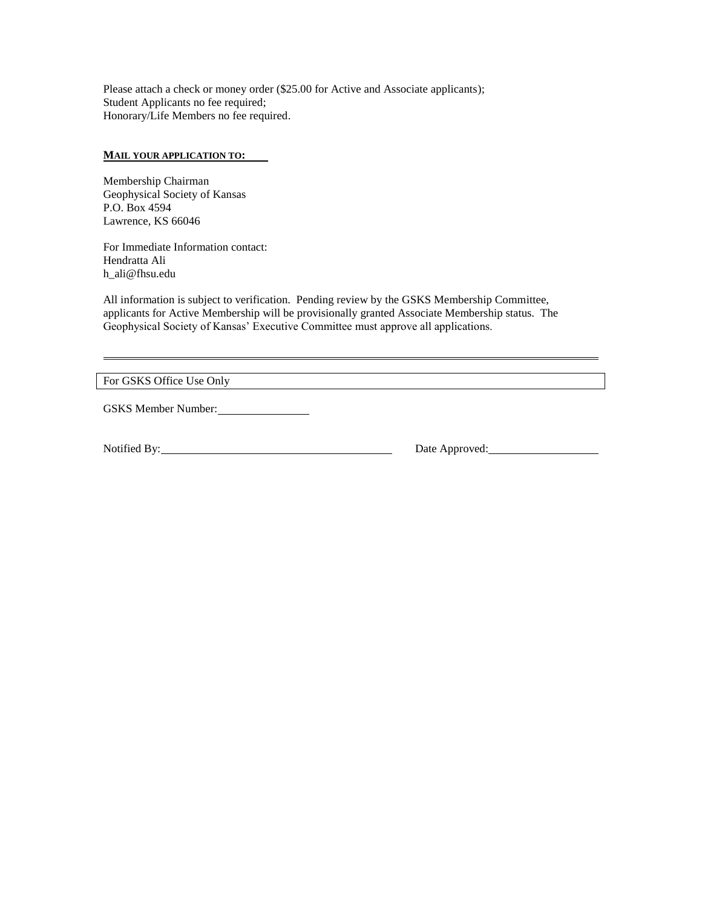Please attach a check or money order ($25.00 for Active and Associate applicants);
Student Applicants no fee required;
Honorary/Life Members no fee required.

**MAIL YOUR APPLICATION TO:**

Membership Chairman
Geophysical Society of Kansas
P.O. Box 4594
Lawrence, KS 66046

For Immediate Information contact:
Hendratta Ali
h_ali@fhsu.edu

All information is subject to verification. Pending review by the GSKS Membership Committee, applicants for Active Membership will be provisionally granted Associate Membership status. The Geophysical Society of Kansas' Executive Committee must approve all applications.

---

For GSKS Office Use Only

GSKS Member Number: ________________

Notified By: ________________________________________ Date Approved: ____________________